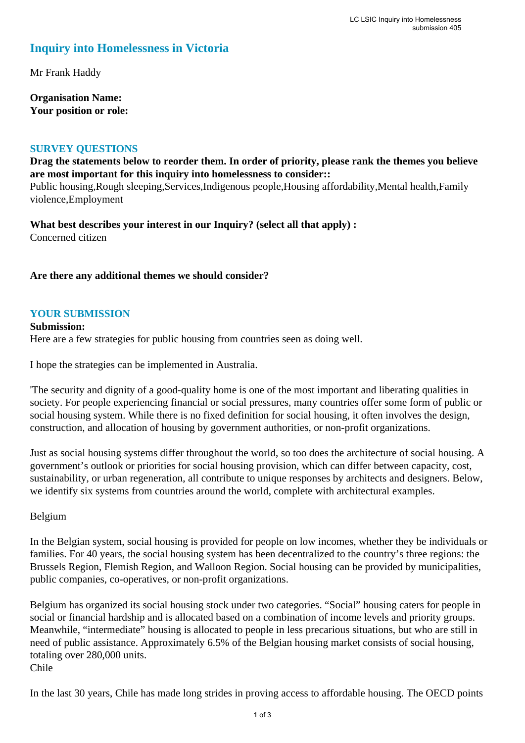## Inquiry into Homelessness in Victoria

Mr Frank Haddy

**Organisation Name:**
**Your position or role:**

### SURVEY QUESTIONS

**Drag the statements below to reorder them. In order of priority, please rank the themes you believe are most important for this inquiry into homelessness to consider::**
Public housing,Rough sleeping,Services,Indigenous people,Housing affordability,Mental health,Family violence,Employment

**What best describes your interest in our Inquiry? (select all that apply) :**
Concerned citizen

**Are there any additional themes we should consider?**

### YOUR SUBMISSION

**Submission:**
Here are a few strategies for public housing from countries seen as doing well.

I hope the strategies can be implemented in Australia.

'The security and dignity of a good-quality home is one of the most important and liberating qualities in society. For people experiencing financial or social pressures, many countries offer some form of public or social housing system. While there is no fixed definition for social housing, it often involves the design, construction, and allocation of housing by government authorities, or non-profit organizations.

Just as social housing systems differ throughout the world, so too does the architecture of social housing. A government's outlook or priorities for social housing provision, which can differ between capacity, cost, sustainability, or urban regeneration, all contribute to unique responses by architects and designers. Below, we identify six systems from countries around the world, complete with architectural examples.

Belgium

In the Belgian system, social housing is provided for people on low incomes, whether they be individuals or families. For 40 years, the social housing system has been decentralized to the country's three regions: the Brussels Region, Flemish Region, and Walloon Region. Social housing can be provided by municipalities, public companies, co-operatives, or non-profit organizations.

Belgium has organized its social housing stock under two categories. "Social" housing caters for people in social or financial hardship and is allocated based on a combination of income levels and priority groups. Meanwhile, "intermediate" housing is allocated to people in less precarious situations, but who are still in need of public assistance. Approximately 6.5% of the Belgian housing market consists of social housing, totaling over 280,000 units.
Chile

In the last 30 years, Chile has made long strides in proving access to affordable housing. The OECD points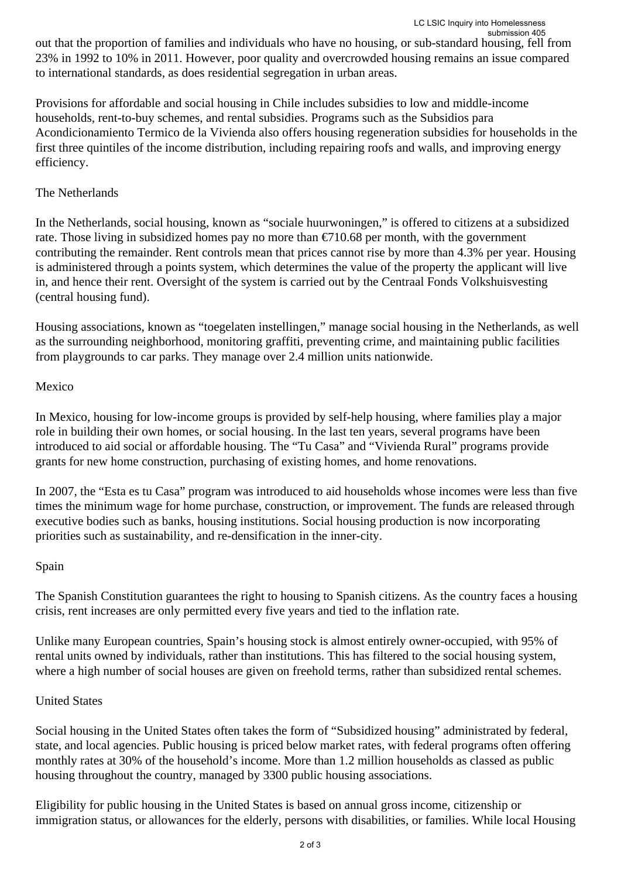out that the proportion of families and individuals who have no housing, or sub-standard housing, fell from 23% in 1992 to 10% in 2011. However, poor quality and overcrowded housing remains an issue compared to international standards, as does residential segregation in urban areas.

Provisions for affordable and social housing in Chile includes subsidies to low and middle-income households, rent-to-buy schemes, and rental subsidies. Programs such as the Subsidios para Acondicionamiento Termico de la Vivienda also offers housing regeneration subsidies for households in the first three quintiles of the income distribution, including repairing roofs and walls, and improving energy efficiency.

The Netherlands

In the Netherlands, social housing, known as "sociale huurwoningen," is offered to citizens at a subsidized rate. Those living in subsidized homes pay no more than €710.68 per month, with the government contributing the remainder. Rent controls mean that prices cannot rise by more than 4.3% per year. Housing is administered through a points system, which determines the value of the property the applicant will live in, and hence their rent. Oversight of the system is carried out by the Centraal Fonds Volkshuisvesting (central housing fund).

Housing associations, known as "toegelaten instellingen," manage social housing in the Netherlands, as well as the surrounding neighborhood, monitoring graffiti, preventing crime, and maintaining public facilities from playgrounds to car parks. They manage over 2.4 million units nationwide.

Mexico

In Mexico, housing for low-income groups is provided by self-help housing, where families play a major role in building their own homes, or social housing. In the last ten years, several programs have been introduced to aid social or affordable housing. The "Tu Casa" and "Vivienda Rural" programs provide grants for new home construction, purchasing of existing homes, and home renovations.

In 2007, the "Esta es tu Casa" program was introduced to aid households whose incomes were less than five times the minimum wage for home purchase, construction, or improvement. The funds are released through executive bodies such as banks, housing institutions. Social housing production is now incorporating priorities such as sustainability, and re-densification in the inner-city.

Spain

The Spanish Constitution guarantees the right to housing to Spanish citizens. As the country faces a housing crisis, rent increases are only permitted every five years and tied to the inflation rate.

Unlike many European countries, Spain's housing stock is almost entirely owner-occupied, with 95% of rental units owned by individuals, rather than institutions. This has filtered to the social housing system, where a high number of social houses are given on freehold terms, rather than subsidized rental schemes.

United States

Social housing in the United States often takes the form of "Subsidized housing" administrated by federal, state, and local agencies. Public housing is priced below market rates, with federal programs often offering monthly rates at 30% of the household's income. More than 1.2 million households as classed as public housing throughout the country, managed by 3300 public housing associations.

Eligibility for public housing in the United States is based on annual gross income, citizenship or immigration status, or allowances for the elderly, persons with disabilities, or families. While local Housing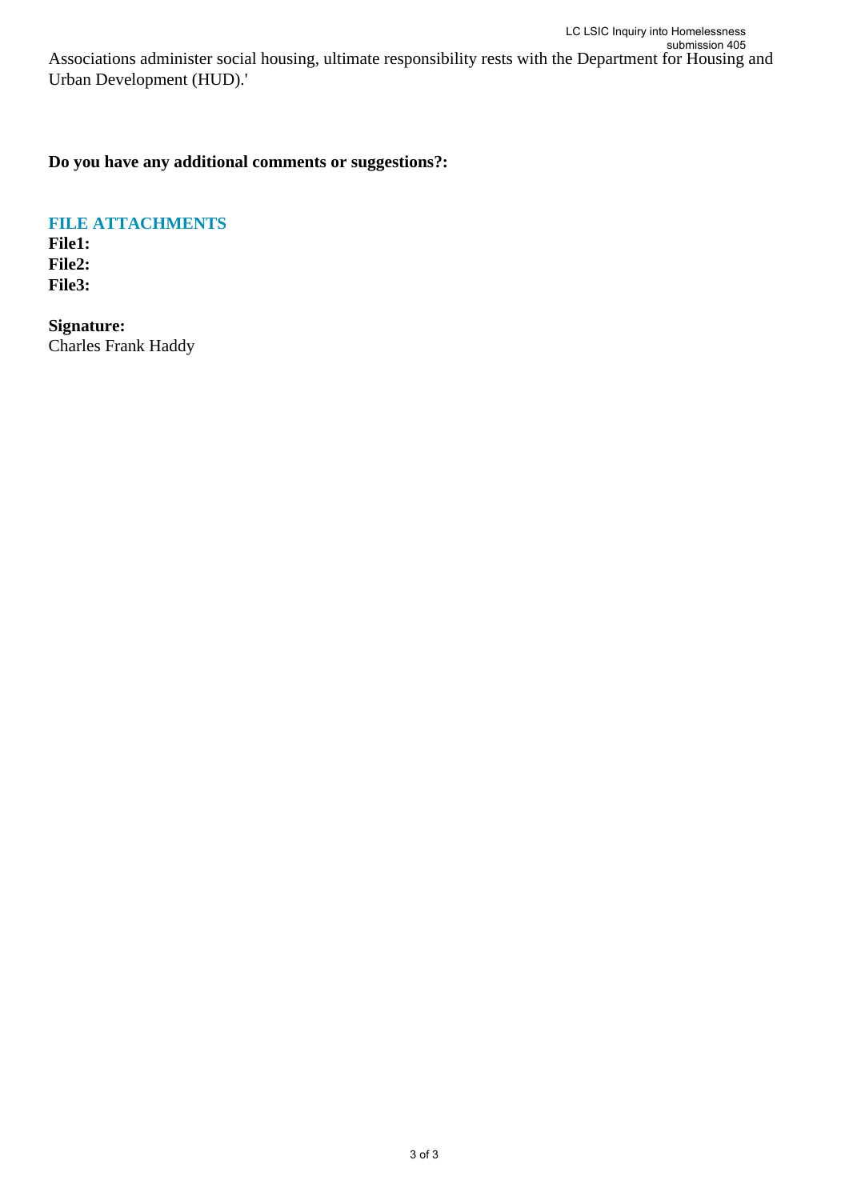Associations administer social housing, ultimate responsibility rests with the Department for Housing and Urban Development (HUD).'

**Do you have any additional comments or suggestions?:**

### FILE ATTACHMENTS

**File1:**
**File2:**
**File3:**

**Signature:**
Charles Frank Haddy